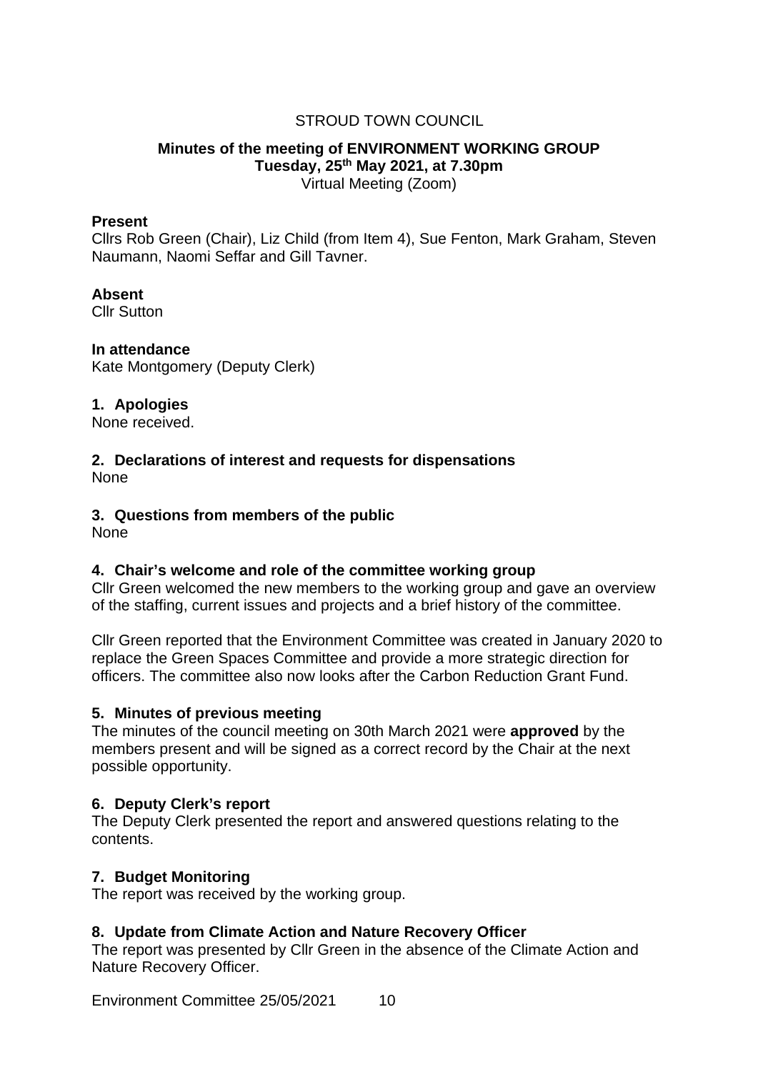STROUD TOWN COUNCIL

# Minutes of the meeting of ENVIRONMENT WORKING GROUP

**Tuesday, 25th May 2021, at 7.30pm**

Virtual Meeting (Zoom)

**Present**

Cllrs Rob Green (Chair), Liz Child (from Item 4), Sue Fenton, Mark Graham, Steven Naumann, Naomi Seffar and Gill Tavner.

**Absent**

Cllr Sutton

**In attendance**

Kate Montgomery (Deputy Clerk)

## 1. Apologies

None received.

## 2. Declarations of interest and requests for dispensations

None

## 3. Questions from members of the public

None

## 4. Chair's welcome and role of the committee working group

Cllr Green welcomed the new members to the working group and gave an overview of the staffing, current issues and projects and a brief history of the committee.

Cllr Green reported that the Environment Committee was created in January 2020 to replace the Green Spaces Committee and provide a more strategic direction for officers. The committee also now looks after the Carbon Reduction Grant Fund.

## 5. Minutes of previous meeting

The minutes of the council meeting on 30th March 2021 were **approved** by the members present and will be signed as a correct record by the Chair at the next possible opportunity.

## 6. Deputy Clerk's report

The Deputy Clerk presented the report and answered questions relating to the contents.

## 7. Budget Monitoring

The report was received by the working group.

## 8. Update from Climate Action and Nature Recovery Officer

The report was presented by Cllr Green in the absence of the Climate Action and Nature Recovery Officer.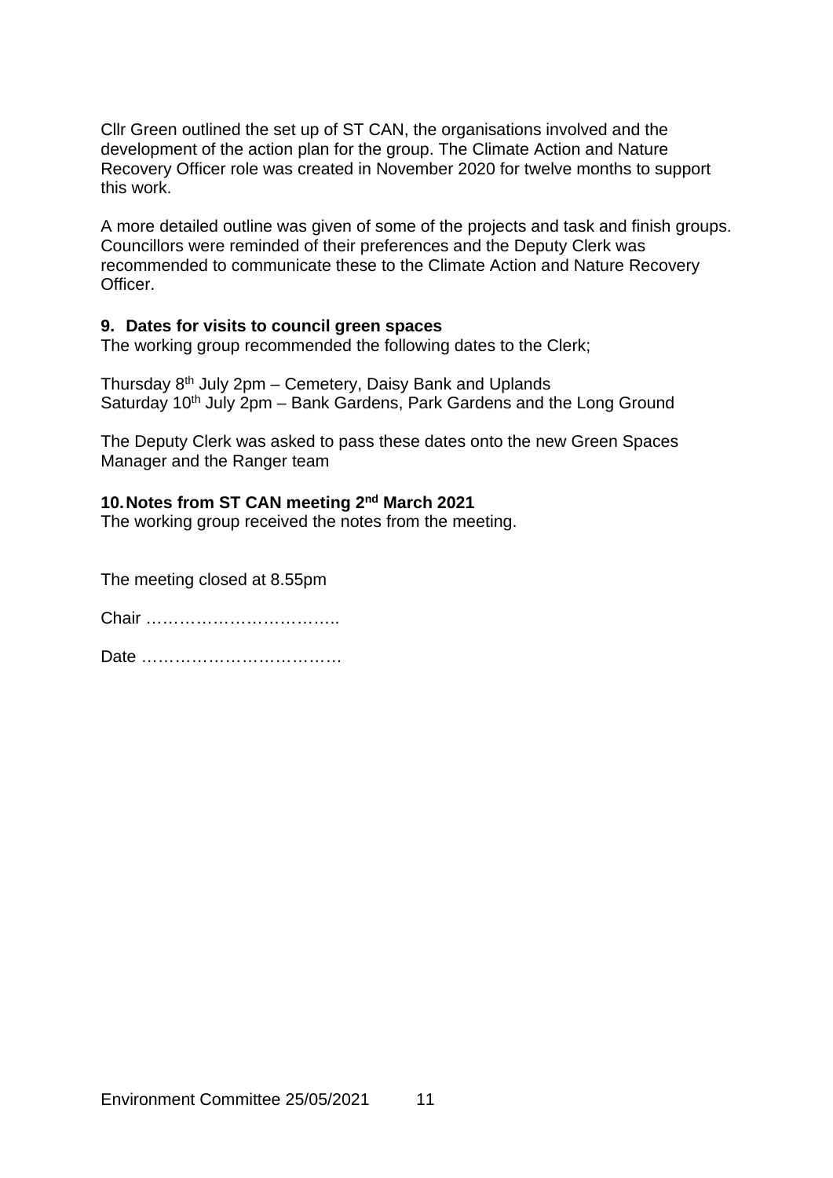Cllr Green outlined the set up of ST CAN, the organisations involved and the development of the action plan for the group. The Climate Action and Nature Recovery Officer role was created in November 2020 for twelve months to support this work.

A more detailed outline was given of some of the projects and task and finish groups. Councillors were reminded of their preferences and the Deputy Clerk was recommended to communicate these to the Climate Action and Nature Recovery Officer.

**9. Dates for visits to council green spaces**

The working group recommended the following dates to the Clerk;

Thursday 8th July 2pm – Cemetery, Daisy Bank and Uplands
Saturday 10th July 2pm – Bank Gardens, Park Gardens and the Long Ground

The Deputy Clerk was asked to pass these dates onto the new Green Spaces Manager and the Ranger team

**10. Notes from ST CAN meeting 2nd March 2021**

The working group received the notes from the meeting.

The meeting closed at 8.55pm

Chair ……………………………..

Date ………………………………